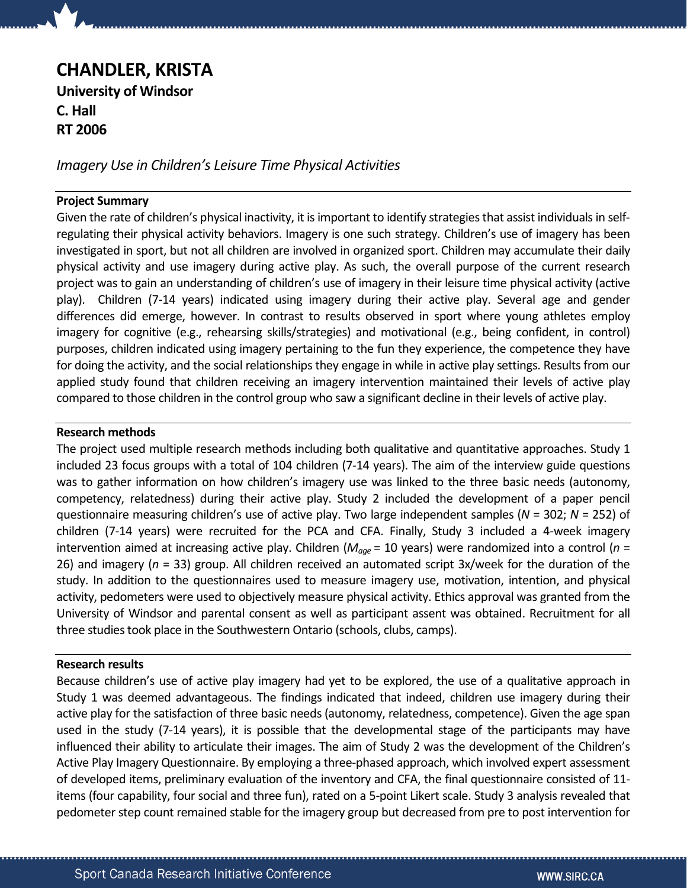# CHANDLER, KRISTA

**University of Windsor**
**C. Hall**
**RT 2006**

*Imagery Use in Children's Leisure Time Physical Activities*

## Project Summary

Given the rate of children's physical inactivity, it is important to identify strategies that assist individuals in self-regulating their physical activity behaviors. Imagery is one such strategy. Children's use of imagery has been investigated in sport, but not all children are involved in organized sport. Children may accumulate their daily physical activity and use imagery during active play. As such, the overall purpose of the current research project was to gain an understanding of children's use of imagery in their leisure time physical activity (active play). Children (7-14 years) indicated using imagery during their active play. Several age and gender differences did emerge, however. In contrast to results observed in sport where young athletes employ imagery for cognitive (e.g., rehearsing skills/strategies) and motivational (e.g., being confident, in control) purposes, children indicated using imagery pertaining to the fun they experience, the competence they have for doing the activity, and the social relationships they engage in while in active play settings. Results from our applied study found that children receiving an imagery intervention maintained their levels of active play compared to those children in the control group who saw a significant decline in their levels of active play.

## Research methods

The project used multiple research methods including both qualitative and quantitative approaches. Study 1 included 23 focus groups with a total of 104 children (7-14 years). The aim of the interview guide questions was to gather information on how children's imagery use was linked to the three basic needs (autonomy, competency, relatedness) during their active play. Study 2 included the development of a paper pencil questionnaire measuring children's use of active play. Two large independent samples ($N$ = 302; $N$ = 252) of children (7-14 years) were recruited for the PCA and CFA. Finally, Study 3 included a 4-week imagery intervention aimed at increasing active play. Children ($M_{age}$ = 10 years) were randomized into a control ($n$ = 26) and imagery ($n$ = 33) group. All children received an automated script 3x/week for the duration of the study. In addition to the questionnaires used to measure imagery use, motivation, intention, and physical activity, pedometers were used to objectively measure physical activity. Ethics approval was granted from the University of Windsor and parental consent as well as participant assent was obtained. Recruitment for all three studies took place in the Southwestern Ontario (schools, clubs, camps).

## Research results

Because children's use of active play imagery had yet to be explored, the use of a qualitative approach in Study 1 was deemed advantageous. The findings indicated that indeed, children use imagery during their active play for the satisfaction of three basic needs (autonomy, relatedness, competence). Given the age span used in the study (7-14 years), it is possible that the developmental stage of the participants may have influenced their ability to articulate their images. The aim of Study 2 was the development of the Children's Active Play Imagery Questionnaire. By employing a three-phased approach, which involved expert assessment of developed items, preliminary evaluation of the inventory and CFA, the final questionnaire consisted of 11-items (four capability, four social and three fun), rated on a 5-point Likert scale. Study 3 analysis revealed that pedometer step count remained stable for the imagery group but decreased from pre to post intervention for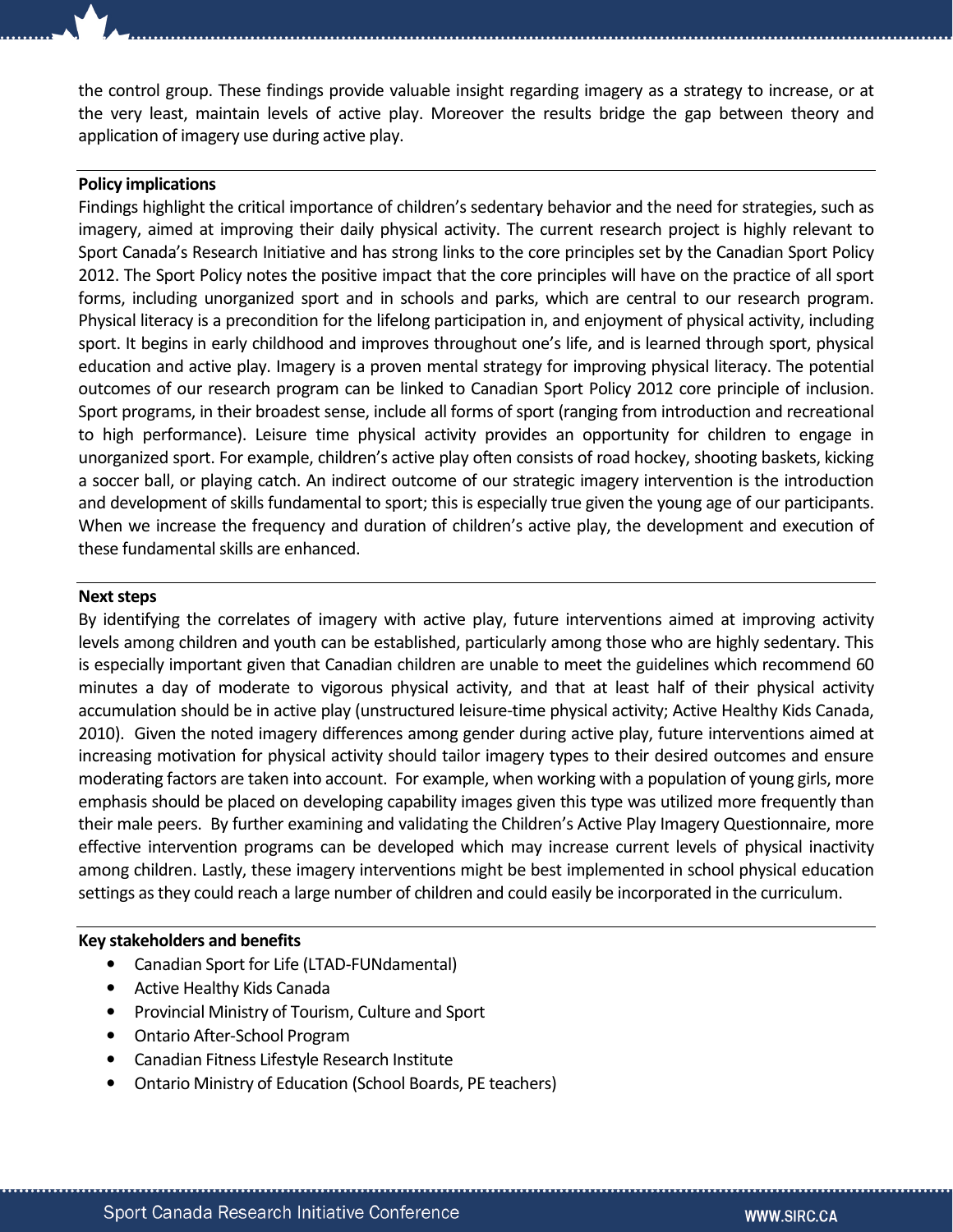the control group. These findings provide valuable insight regarding imagery as a strategy to increase, or at the very least, maintain levels of active play. Moreover the results bridge the gap between theory and application of imagery use during active play.

**Policy implications**

Findings highlight the critical importance of children's sedentary behavior and the need for strategies, such as imagery, aimed at improving their daily physical activity. The current research project is highly relevant to Sport Canada's Research Initiative and has strong links to the core principles set by the Canadian Sport Policy 2012. The Sport Policy notes the positive impact that the core principles will have on the practice of all sport forms, including unorganized sport and in schools and parks, which are central to our research program. Physical literacy is a precondition for the lifelong participation in, and enjoyment of physical activity, including sport. It begins in early childhood and improves throughout one's life, and is learned through sport, physical education and active play. Imagery is a proven mental strategy for improving physical literacy. The potential outcomes of our research program can be linked to Canadian Sport Policy 2012 core principle of inclusion. Sport programs, in their broadest sense, include all forms of sport (ranging from introduction and recreational to high performance). Leisure time physical activity provides an opportunity for children to engage in unorganized sport. For example, children's active play often consists of road hockey, shooting baskets, kicking a soccer ball, or playing catch. An indirect outcome of our strategic imagery intervention is the introduction and development of skills fundamental to sport; this is especially true given the young age of our participants. When we increase the frequency and duration of children's active play, the development and execution of these fundamental skills are enhanced.

**Next steps**

By identifying the correlates of imagery with active play, future interventions aimed at improving activity levels among children and youth can be established, particularly among those who are highly sedentary. This is especially important given that Canadian children are unable to meet the guidelines which recommend 60 minutes a day of moderate to vigorous physical activity, and that at least half of their physical activity accumulation should be in active play (unstructured leisure-time physical activity; Active Healthy Kids Canada, 2010). Given the noted imagery differences among gender during active play, future interventions aimed at increasing motivation for physical activity should tailor imagery types to their desired outcomes and ensure moderating factors are taken into account. For example, when working with a population of young girls, more emphasis should be placed on developing capability images given this type was utilized more frequently than their male peers. By further examining and validating the Children's Active Play Imagery Questionnaire, more effective intervention programs can be developed which may increase current levels of physical inactivity among children. Lastly, these imagery interventions might be best implemented in school physical education settings as they could reach a large number of children and could easily be incorporated in the curriculum.

**Key stakeholders and benefits**

- Canadian Sport for Life (LTAD-FUNdamental)
- Active Healthy Kids Canada
- Provincial Ministry of Tourism, Culture and Sport
- Ontario After-School Program
- Canadian Fitness Lifestyle Research Institute
- Ontario Ministry of Education (School Boards, PE teachers)